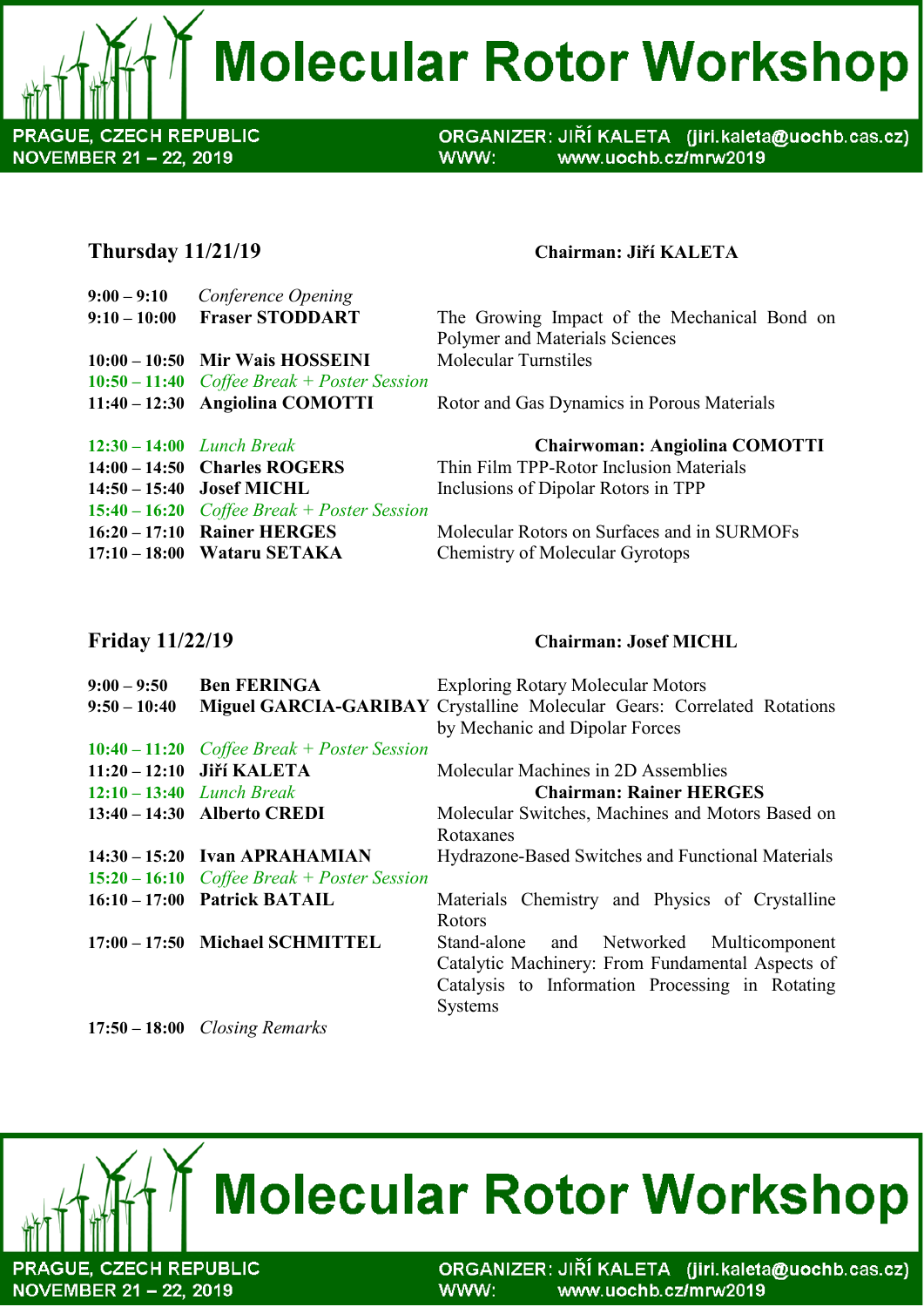# Molecular Rotor Workshop

PRAGUE, CZECH REPUBLIC
NOVEMBER 21 – 22, 2019

ORGANIZER: JIŘÍ KALETA (jiri.kaleta@uochb.cas.cz)
WWW: www.uochb.cz/mrw2019

## Thursday 11/21/19

**Chairman: Jiří KALETA**

| Time | Speaker | Title |
|---|---|---|
| **9:00 – 9:10** | *Conference Opening* | |
| **9:10 – 10:00** | **Fraser STODDART** | The Growing Impact of the Mechanical Bond on Polymer and Materials Sciences |
| **10:00 – 10:50** | **Mir Wais HOSSEINI** | Molecular Turnstiles |
| **10:50 – 11:40** | *Coffee Break + Poster Session* | |
| **11:40 – 12:30** | **Angiolina COMOTTI** | Rotor and Gas Dynamics in Porous Materials |
| **12:30 – 14:00** | *Lunch Break* | **Chairwoman: Angiolina COMOTTI** |
| **14:00 – 14:50** | **Charles ROGERS** | Thin Film TPP-Rotor Inclusion Materials |
| **14:50 – 15:40** | **Josef MICHL** | Inclusions of Dipolar Rotors in TPP |
| **15:40 – 16:20** | *Coffee Break + Poster Session* | |
| **16:20 – 17:10** | **Rainer HERGES** | Molecular Rotors on Surfaces and in SURMOFs |
| **17:10 – 18:00** | **Wataru SETAKA** | Chemistry of Molecular Gyrotops |

## Friday 11/22/19

**Chairman: Josef MICHL**

| Time | Speaker | Title |
|---|---|---|
| **9:00 – 9:50** | **Ben FERINGA** | Exploring Rotary Molecular Motors |
| **9:50 – 10:40** | **Miguel GARCIA-GARIBAY** | Crystalline Molecular Gears: Correlated Rotations by Mechanic and Dipolar Forces |
| **10:40 – 11:20** | *Coffee Break + Poster Session* | |
| **11:20 – 12:10** | **Jiří KALETA** | Molecular Machines in 2D Assemblies |
| **12:10 – 13:40** | *Lunch Break* | **Chairman: Rainer HERGES** |
| **13:40 – 14:30** | **Alberto CREDI** | Molecular Switches, Machines and Motors Based on Rotaxanes |
| **14:30 – 15:20** | **Ivan APRAHAMIAN** | Hydrazone-Based Switches and Functional Materials |
| **15:20 – 16:10** | *Coffee Break + Poster Session* | |
| **16:10 – 17:00** | **Patrick BATAIL** | Materials Chemistry and Physics of Crystalline Rotors |
| **17:00 – 17:50** | **Michael SCHMITTEL** | Stand-alone and Networked Multicomponent Catalytic Machinery: From Fundamental Aspects of Catalysis to Information Processing in Rotating Systems |
| **17:50 – 18:00** | *Closing Remarks* | |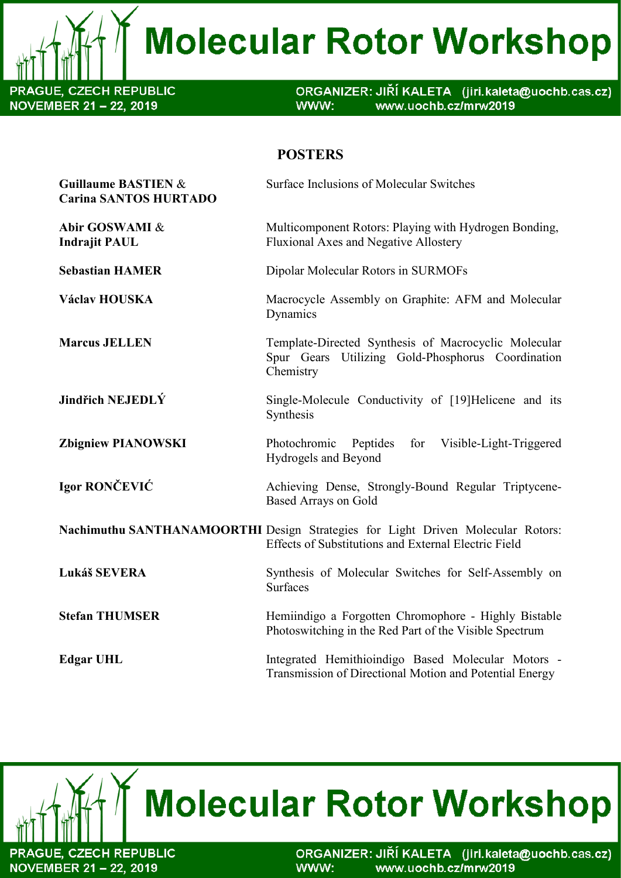## POSTERS

| | |
|---|---|
| **Guillaume BASTIEN** & **Carina SANTOS HURTADO** | Surface Inclusions of Molecular Switches |
| **Abir GOSWAMI** & **Indrajit PAUL** | Multicomponent Rotors: Playing with Hydrogen Bonding, Fluxional Axes and Negative Allostery |
| **Sebastian HAMER** | Dipolar Molecular Rotors in SURMOFs |
| **Václav HOUSKA** | Macrocycle Assembly on Graphite: AFM and Molecular Dynamics |
| **Marcus JELLEN** | Template-Directed Synthesis of Macrocyclic Molecular Spur Gears Utilizing Gold-Phosphorus Coordination Chemistry |
| **Jindřich NEJEDLÝ** | Single-Molecule Conductivity of [19]Helicene and its Synthesis |
| **Zbigniew PIANOWSKI** | Photochromic Peptides for Visible-Light-Triggered Hydrogels and Beyond |
| **Igor RONČEVIĆ** | Achieving Dense, Strongly-Bound Regular Triptycene-Based Arrays on Gold |
| **Nachimuthu SANTHANAMOORTHI** | Design Strategies for Light Driven Molecular Rotors: Effects of Substitutions and External Electric Field |
| **Lukáš SEVERA** | Synthesis of Molecular Switches for Self-Assembly on Surfaces |
| **Stefan THUMSER** | Hemiindigo a Forgotten Chromophore - Highly Bistable Photoswitching in the Red Part of the Visible Spectrum |
| **Edgar UHL** | Integrated Hemithioindigo Based Molecular Motors - Transmission of Directional Motion and Potential Energy |